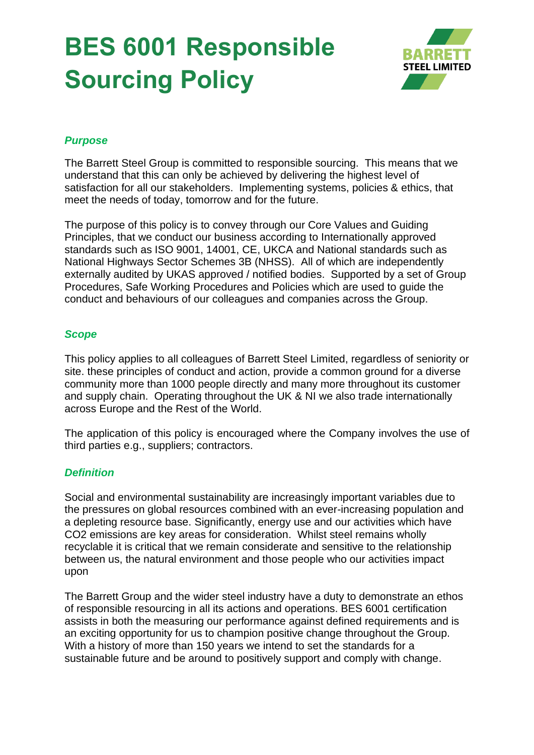# BES 6001 Responsible Sourcing Policy

BARRETT STEEL LIMITED

### *Purpose*

The Barrett Steel Group is committed to responsible sourcing. This means that we understand that this can only be achieved by delivering the highest level of satisfaction for all our stakeholders. Implementing systems, policies & ethics, that meet the needs of today, tomorrow and for the future.

The purpose of this policy is to convey through our Core Values and Guiding Principles, that we conduct our business according to Internationally approved standards such as ISO 9001, 14001, CE, UKCA and National standards such as National Highways Sector Schemes 3B (NHSS). All of which are independently externally audited by UKAS approved / notified bodies. Supported by a set of Group Procedures, Safe Working Procedures and Policies which are used to guide the conduct and behaviours of our colleagues and companies across the Group.

### *Scope*

This policy applies to all colleagues of Barrett Steel Limited, regardless of seniority or site. these principles of conduct and action, provide a common ground for a diverse community more than 1000 people directly and many more throughout its customer and supply chain. Operating throughout the UK & NI we also trade internationally across Europe and the Rest of the World.

The application of this policy is encouraged where the Company involves the use of third parties e.g., suppliers; contractors.

### *Definition*

Social and environmental sustainability are increasingly important variables due to the pressures on global resources combined with an ever-increasing population and a depleting resource base. Significantly, energy use and our activities which have $CO_2$ emissions are key areas for consideration. Whilst steel remains wholly recyclable it is critical that we remain considerate and sensitive to the relationship between us, the natural environment and those people who our activities impact upon

The Barrett Group and the wider steel industry have a duty to demonstrate an ethos of responsible resourcing in all its actions and operations. BES 6001 certification assists in both the measuring our performance against defined requirements and is an exciting opportunity for us to champion positive change throughout the Group. With a history of more than 150 years we intend to set the standards for a sustainable future and be around to positively support and comply with change.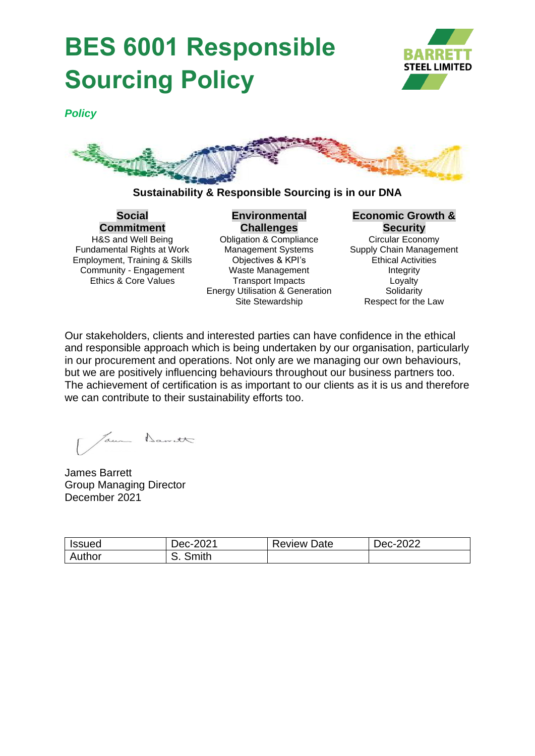# BES 6001 Responsible Sourcing Policy

BARRETT STEEL LIMITED

*Policy*

**Sustainability & Responsible Sourcing is in our DNA**

**Social Commitment**

H&S and Well Being
Fundamental Rights at Work
Employment, Training & Skills
Community - Engagement
Ethics & Core Values

**Environmental Challenges**

Obligation & Compliance
Management Systems
Objectives & KPI's
Waste Management
Transport Impacts
Energy Utilisation & Generation
Site Stewardship

**Economic Growth & Security**

Circular Economy
Supply Chain Management
Ethical Activities
Integrity
Loyalty
Solidarity
Respect for the Law

Our stakeholders, clients and interested parties can have confidence in the ethical and responsible approach which is being undertaken by our organisation, particularly in our procurement and operations. Not only are we managing our own behaviours, but we are positively influencing behaviours throughout our business partners too. The achievement of certification is as important to our clients as it is us and therefore we can contribute to their sustainability efforts too.

James Barrett
Group Managing Director
December 2021

| | | | |
|---|---|---|---|
| Issued | Dec-2021 | Review Date | Dec-2022 |
| Author | S. Smith | | |